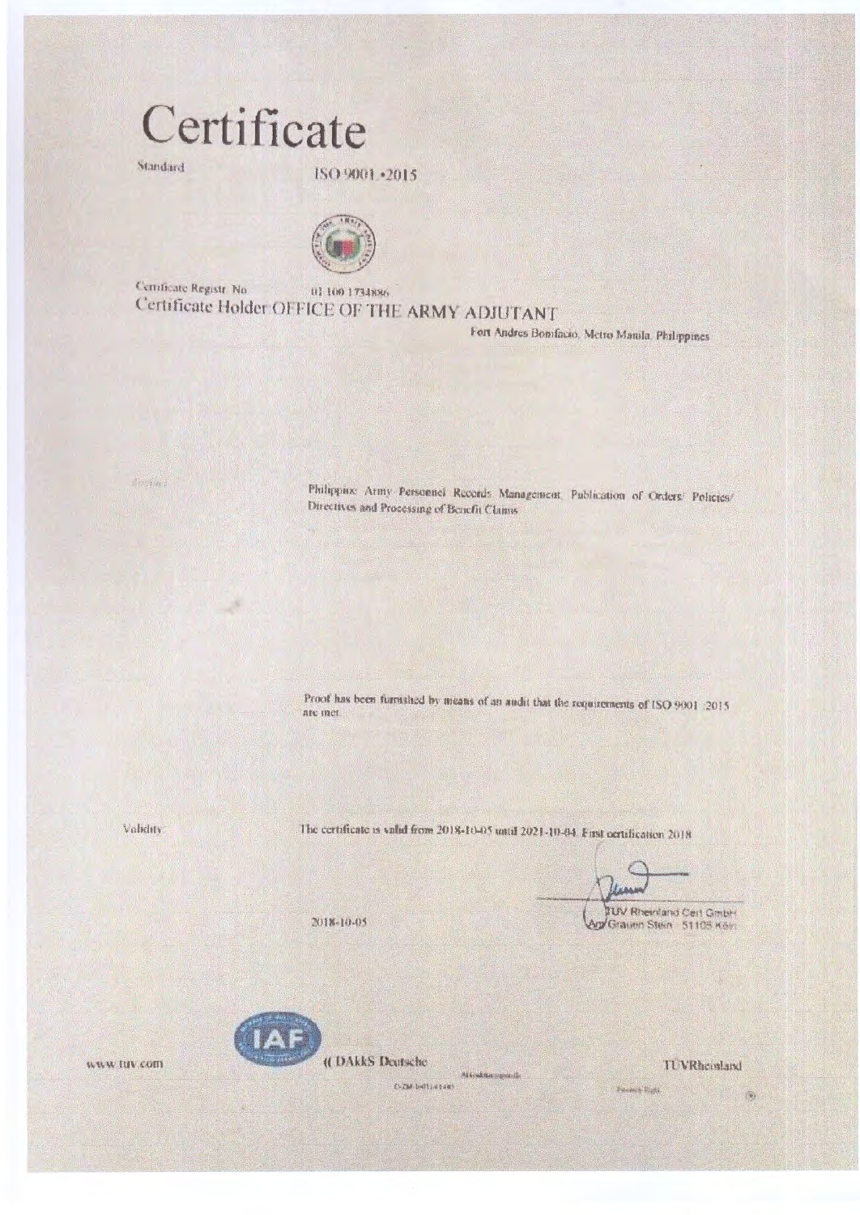# Certificate

Standard ISO 9001 :2015

Certificate Registr. No. 01 100 1734886

Certificate Holder: OFFICE OF THE ARMY ADJUTANT

Fort Andres Bonifacio, Metro Manila, Philippines

Scope:

Philippine Army Personnel Records Management, Publication of Orders/ Policies/ Directives and Processing of Benefit Claims

Proof has been furnished by means of an audit that the requirements of ISO 9001 :2015 are met.

Validity: The certificate is valid from 2018-10-05 until 2021-10-04. First certification 2018

2018-10-05

TÜV Rheinland Cert GmbH
Am Grauen Stein 51105 Köln

www.tuv.com

DAkkS Deutsche Akkreditierungsstelle D-ZM-14011-01-00

TÜVRheinland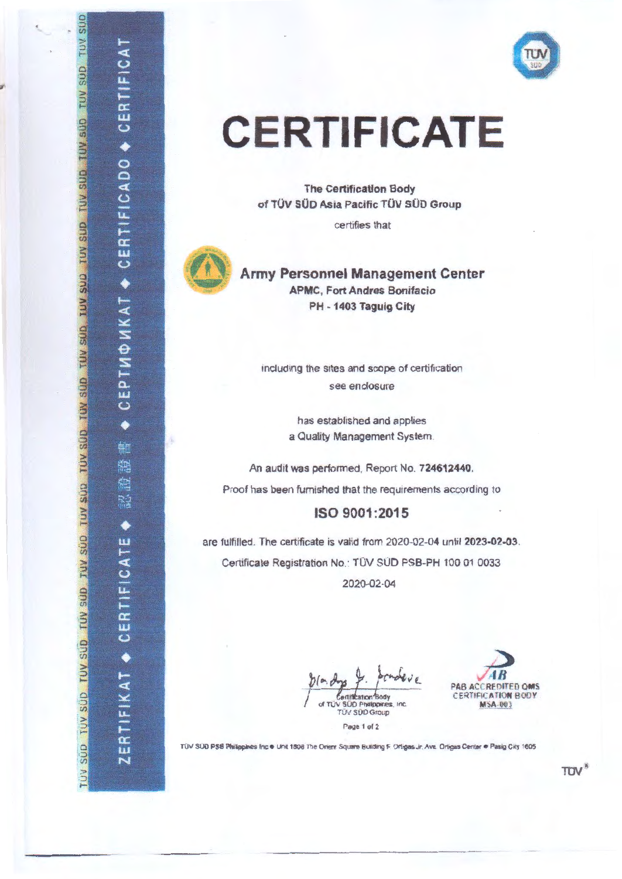# CERTIFICATE

**The Certification Body**
**of TÜV SÜD Asia Pacific TÜV SÜD Group**

certifies that

**Army Personnel Management Center**
**APMC, Fort Andres Bonifacio**
**PH - 1403 Taguig City**

including the sites and scope of certification
see enclosure

has established and applies
a Quality Management System.

An audit was performed, Report No. **724612440.**

Proof has been furnished that the requirements according to

## ISO 9001:2015

are fulfilled. The certificate is valid from 2020-02-04 until **2023-02-03**.

Certificate Registration No.: TÜV SÜD PSB-PH 100 01 0033

2020-02-04

Certification Body
of TÜV SÜD Philippines, Inc.
TÜV SÜD Group

PAB ACCREDITED QMS CERTIFICATION BODY
MSA-003

TÜV SÜD PSB Philippines Inc • Unit 1808 The Orient Square Building F. Ortigas Jr. Ave. Ortigas Center • Pasig City 1605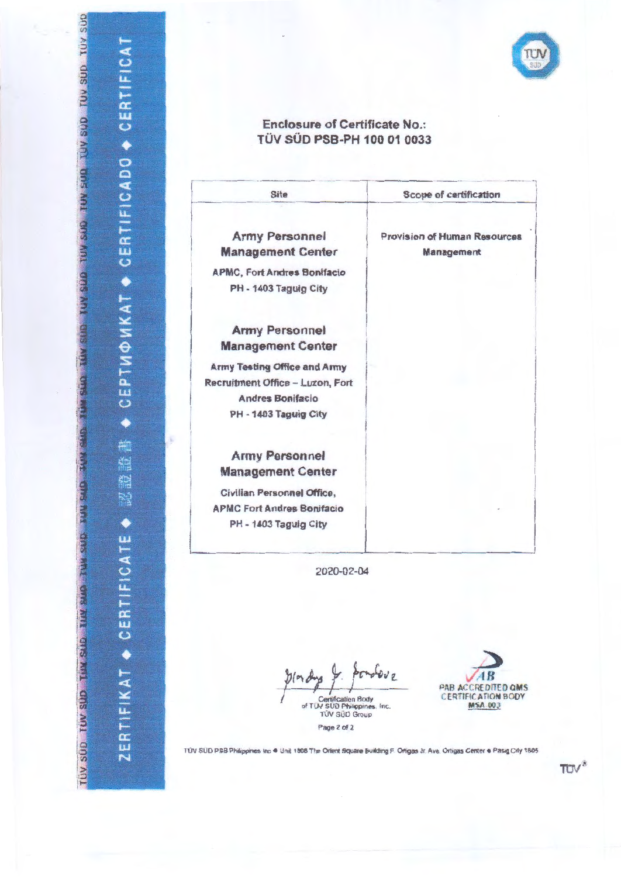## Enclosure of Certificate No.:
## TÜV SÜD PSB-PH 100 01 0033

| Site | Scope of certification |
| --- | --- |
| **Army Personnel Management Center**<br>APMC, Fort Andres Bonifacio<br>PH - 1403 Taguig City | Provision of Human Resources Management |
| **Army Personnel Management Center**<br>Army Testing Office and Army Recruitment Office – Luzon, Fort Andres Bonifacio<br>PH - 1403 Taguig City | |
| **Army Personnel Management Center**<br>Civilian Personnel Office, APMC Fort Andres Bonifacio<br>PH - 1403 Taguig City | |

2020-02-04

Certification Body
of TÜV SÜD Philippines, Inc.
TÜV SÜD Group

PAB ACCREDITED QMS CERTIFICATION BODY
MSA 003

TÜV SÜD PSB Philippines Inc • Unit 1808 The Orient Square Building F. Ortigas Jr. Ave. Ortigas Center • Pasig City 1605